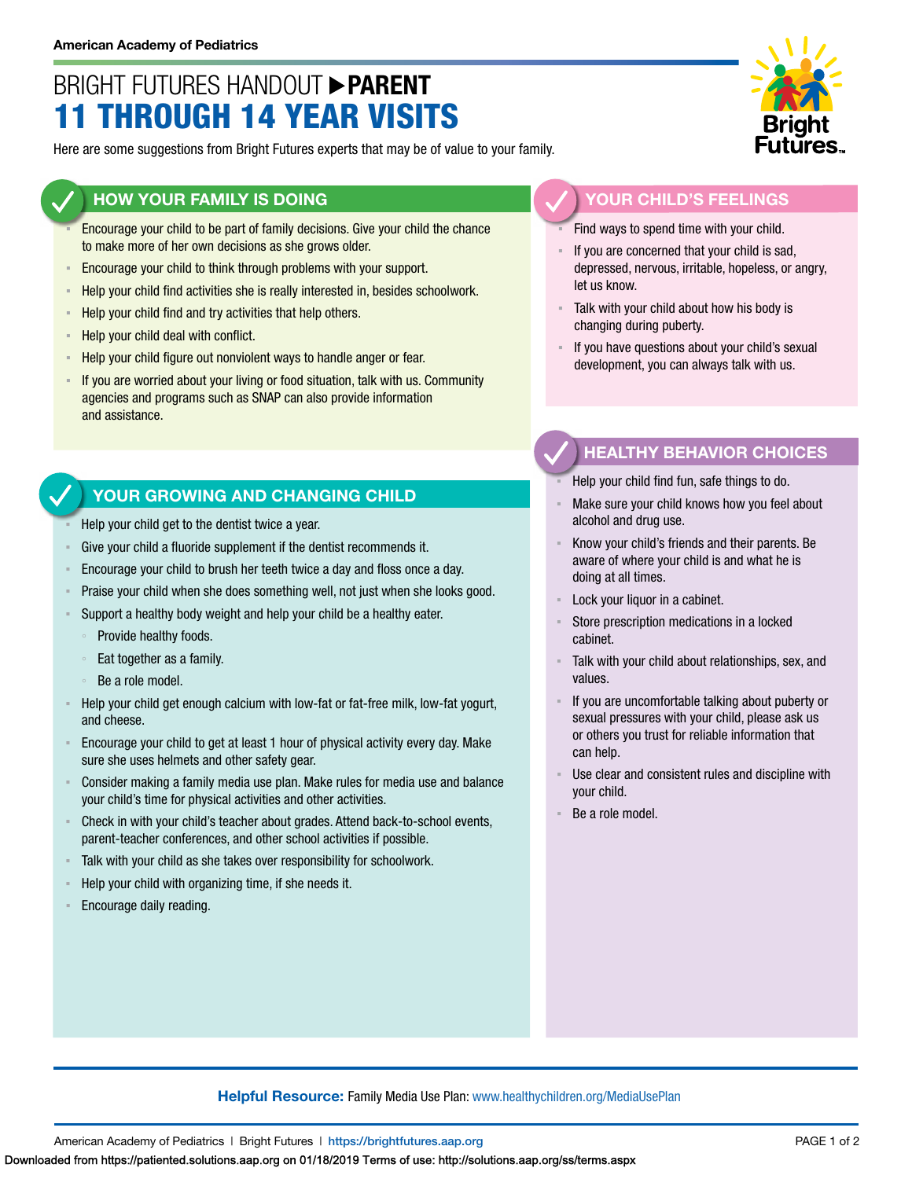American Academy of Pediatrics

# BRIGHT FUTURES HANDOUT ▶ PARENT
# 11 THROUGH 14 YEAR VISITS

Here are some suggestions from Bright Futures experts that may be of value to your family.

## HOW YOUR FAMILY IS DOING

- Encourage your child to be part of family decisions. Give your child the chance to make more of her own decisions as she grows older.
- Encourage your child to think through problems with your support.
- Help your child find activities she is really interested in, besides schoolwork.
- Help your child find and try activities that help others.
- Help your child deal with conflict.
- Help your child figure out nonviolent ways to handle anger or fear.
- If you are worried about your living or food situation, talk with us. Community agencies and programs such as SNAP can also provide information and assistance.

## YOUR GROWING AND CHANGING CHILD

- Help your child get to the dentist twice a year.
- Give your child a fluoride supplement if the dentist recommends it.
- Encourage your child to brush her teeth twice a day and floss once a day.
- Praise your child when she does something well, not just when she looks good.
- Support a healthy body weight and help your child be a healthy eater.
  - Provide healthy foods.
  - Eat together as a family.
  - Be a role model.
- Help your child get enough calcium with low-fat or fat-free milk, low-fat yogurt, and cheese.
- Encourage your child to get at least 1 hour of physical activity every day. Make sure she uses helmets and other safety gear.
- Consider making a family media use plan. Make rules for media use and balance your child's time for physical activities and other activities.
- Check in with your child's teacher about grades. Attend back-to-school events, parent-teacher conferences, and other school activities if possible.
- Talk with your child as she takes over responsibility for schoolwork.
- Help your child with organizing time, if she needs it.
- Encourage daily reading.

## YOUR CHILD'S FEELINGS

- Find ways to spend time with your child.
- If you are concerned that your child is sad, depressed, nervous, irritable, hopeless, or angry, let us know.
- Talk with your child about how his body is changing during puberty.
- If you have questions about your child's sexual development, you can always talk with us.

## HEALTHY BEHAVIOR CHOICES

- Help your child find fun, safe things to do.
- Make sure your child knows how you feel about alcohol and drug use.
- Know your child's friends and their parents. Be aware of where your child is and what he is doing at all times.
- Lock your liquor in a cabinet.
- Store prescription medications in a locked cabinet.
- Talk with your child about relationships, sex, and values.
- If you are uncomfortable talking about puberty or sexual pressures with your child, please ask us or others you trust for reliable information that can help.
- Use clear and consistent rules and discipline with your child.
- Be a role model.

**Helpful Resource:** Family Media Use Plan: www.healthychildren.org/MediaUsePlan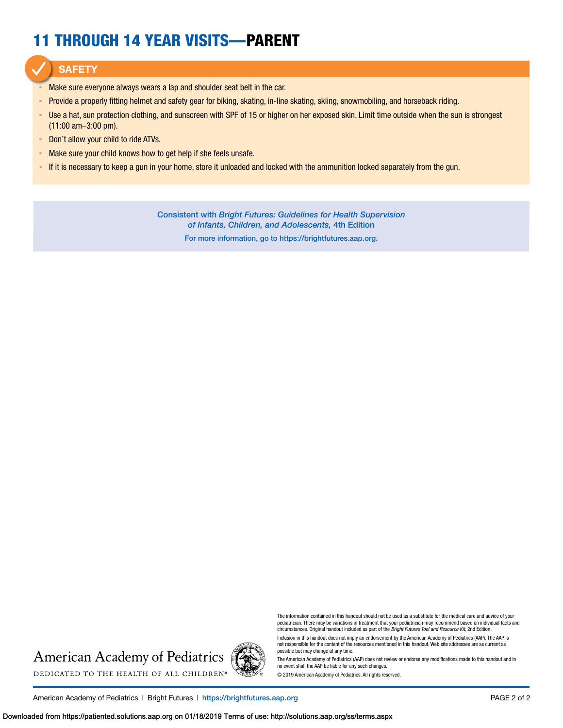# 11 THROUGH 14 YEAR VISITS—PARENT

## SAFETY

- Make sure everyone always wears a lap and shoulder seat belt in the car.
- Provide a properly fitting helmet and safety gear for biking, skating, in-line skating, skiing, snowmobiling, and horseback riding.
- Use a hat, sun protection clothing, and sunscreen with SPF of 15 or higher on her exposed skin. Limit time outside when the sun is strongest (11:00 am–3:00 pm).
- Don't allow your child to ride ATVs.
- Make sure your child knows how to get help if she feels unsafe.
- If it is necessary to keep a gun in your home, store it unloaded and locked with the ammunition locked separately from the gun.

Consistent with *Bright Futures: Guidelines for Health Supervision of Infants, Children, and Adolescents,* 4th Edition

For more information, go to https://brightfutures.aap.org.

American Academy of Pediatrics

DEDICATED TO THE HEALTH OF ALL CHILDREN®

The information contained in this handout should not be used as a substitute for the medical care and advice of your pediatrician. There may be variations in treatment that your pediatrician may recommend based on individual facts and circumstances. Original handout included as part of the *Bright Futures Tool and Resource Kit*, 2nd Edition.

Inclusion in this handout does not imply an endorsement by the American Academy of Pediatrics (AAP). The AAP is not responsible for the content of the resources mentioned in this handout. Web site addresses are as current as possible but may change at any time.

The American Academy of Pediatrics (AAP) does not review or endorse any modifications made to this handout and in no event shall the AAP be liable for any such changes.

© 2019 American Academy of Pediatrics. All rights reserved.

Downloaded from https://patiented.solutions.aap.org on 01/18/2019 Terms of use: http://solutions.aap.org/ss/terms.aspx